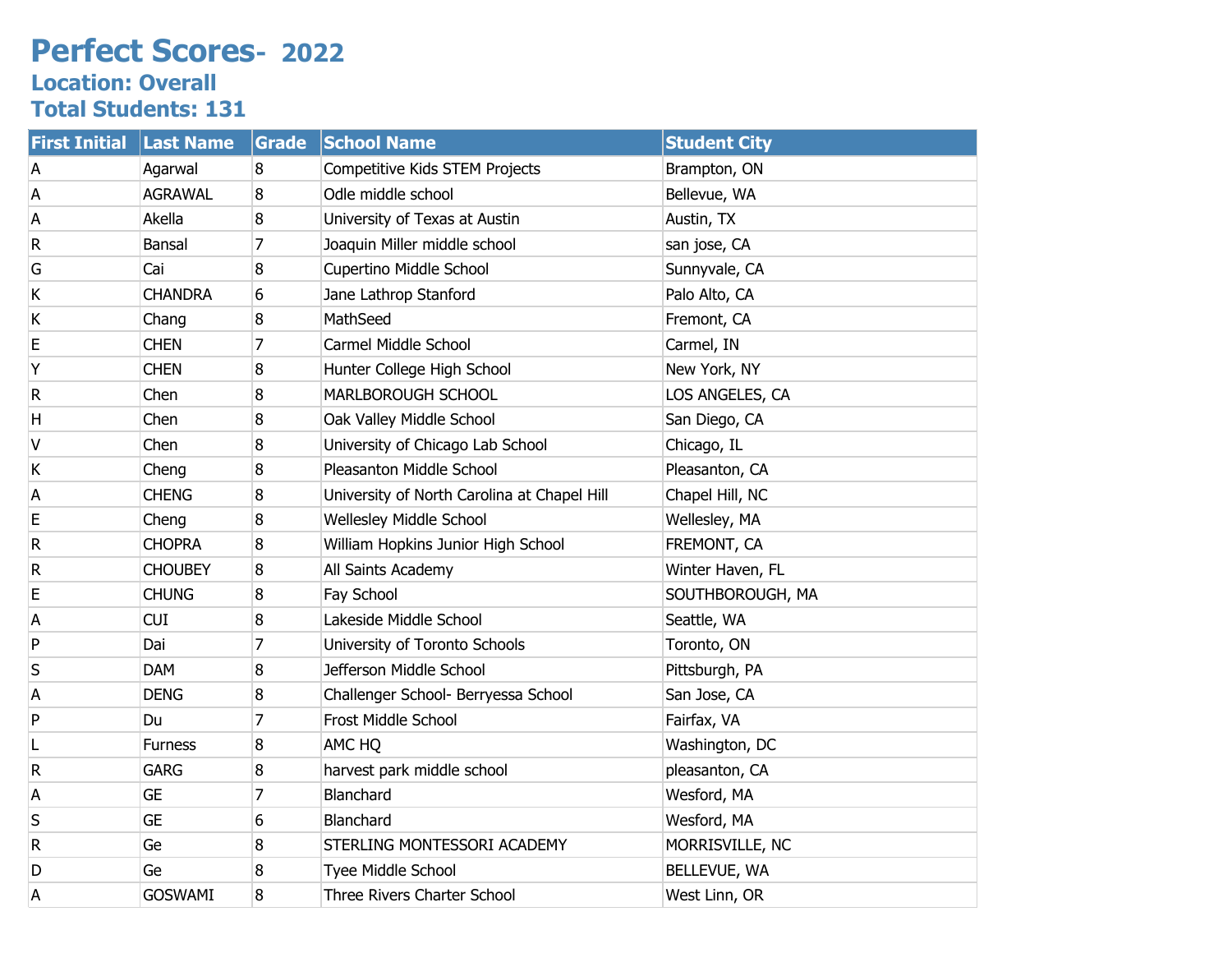# Perfect Scores- 2022

## Location: Overall

## Total Students: 131

| First Initial | Last Name | Grade | School Name | Student City |
|---|---|---|---|---|
| A | Agarwal | 8 | Competitive Kids STEM Projects | Brampton, ON |
| A | AGRAWAL | 8 | Odle middle school | Bellevue, WA |
| A | Akella | 8 | University of Texas at Austin | Austin, TX |
| R | Bansal | 7 | Joaquin Miller middle school | san jose, CA |
| G | Cai | 8 | Cupertino Middle School | Sunnyvale, CA |
| K | CHANDRA | 6 | Jane Lathrop Stanford | Palo Alto, CA |
| K | Chang | 8 | MathSeed | Fremont, CA |
| E | CHEN | 7 | Carmel Middle School | Carmel, IN |
| Y | CHEN | 8 | Hunter College High School | New York, NY |
| R | Chen | 8 | MARLBOROUGH SCHOOL | LOS ANGELES, CA |
| H | Chen | 8 | Oak Valley Middle School | San Diego, CA |
| V | Chen | 8 | University of Chicago Lab School | Chicago, IL |
| K | Cheng | 8 | Pleasanton Middle School | Pleasanton, CA |
| A | CHENG | 8 | University of North Carolina at Chapel Hill | Chapel Hill, NC |
| E | Cheng | 8 | Wellesley Middle School | Wellesley, MA |
| R | CHOPRA | 8 | William Hopkins Junior High School | FREMONT, CA |
| R | CHOUBEY | 8 | All Saints Academy | Winter Haven, FL |
| E | CHUNG | 8 | Fay School | SOUTHBOROUGH, MA |
| A | CUI | 8 | Lakeside Middle School | Seattle, WA |
| P | Dai | 7 | University of Toronto Schools | Toronto, ON |
| S | DAM | 8 | Jefferson Middle School | Pittsburgh, PA |
| A | DENG | 8 | Challenger School- Berryessa School | San Jose, CA |
| P | Du | 7 | Frost Middle School | Fairfax, VA |
| L | Furness | 8 | AMC HQ | Washington, DC |
| R | GARG | 8 | harvest park middle school | pleasanton, CA |
| A | GE | 7 | Blanchard | Wesford, MA |
| S | GE | 6 | Blanchard | Wesford, MA |
| R | Ge | 8 | STERLING MONTESSORI ACADEMY | MORRISVILLE, NC |
| D | Ge | 8 | Tyee Middle School | BELLEVUE, WA |
| A | GOSWAMI | 8 | Three Rivers Charter School | West Linn, OR |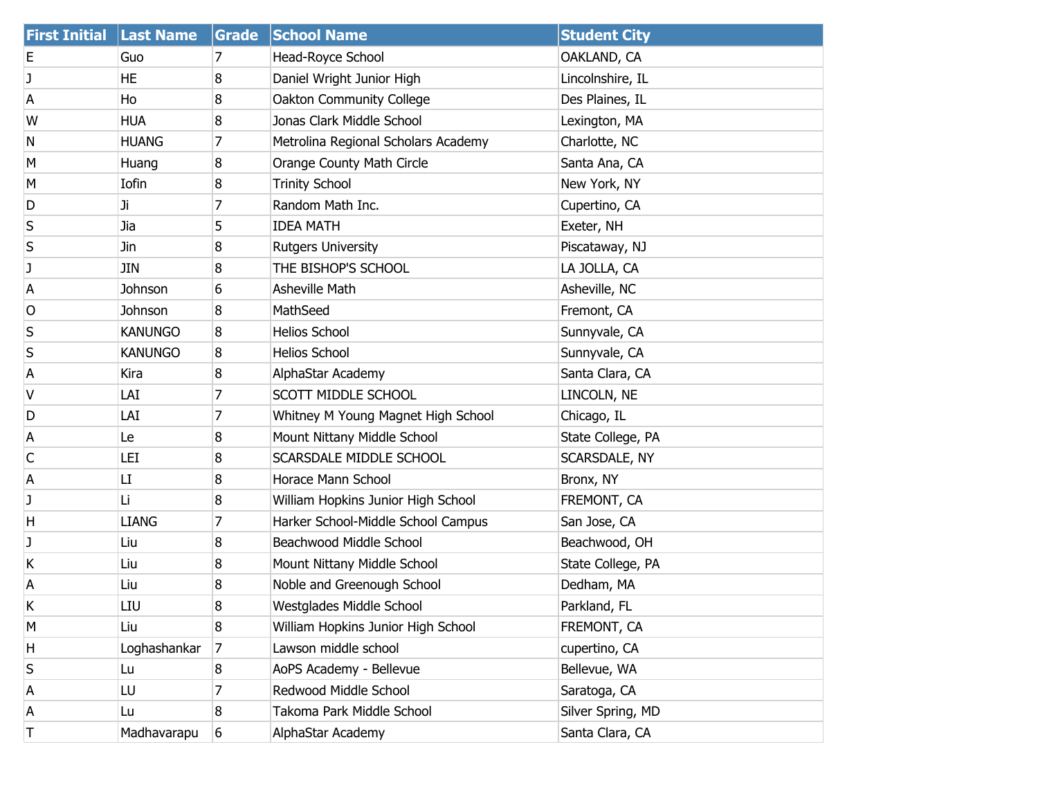| First Initial | Last Name | Grade | School Name | Student City |
| --- | --- | --- | --- | --- |
| E | Guo | 7 | Head-Royce School | OAKLAND, CA |
| J | HE | 8 | Daniel Wright Junior High | Lincolnshire, IL |
| A | Ho | 8 | Oakton Community College | Des Plaines, IL |
| W | HUA | 8 | Jonas Clark Middle School | Lexington, MA |
| N | HUANG | 7 | Metrolina Regional Scholars Academy | Charlotte, NC |
| M | Huang | 8 | Orange County Math Circle | Santa Ana, CA |
| M | Iofin | 8 | Trinity School | New York, NY |
| D | Ji | 7 | Random Math Inc. | Cupertino, CA |
| S | Jia | 5 | IDEA MATH | Exeter, NH |
| S | Jin | 8 | Rutgers University | Piscataway, NJ |
| J | JIN | 8 | THE BISHOP'S SCHOOL | LA JOLLA, CA |
| A | Johnson | 6 | Asheville Math | Asheville, NC |
| O | Johnson | 8 | MathSeed | Fremont, CA |
| S | KANUNGO | 8 | Helios School | Sunnyvale, CA |
| S | KANUNGO | 8 | Helios School | Sunnyvale, CA |
| A | Kira | 8 | AlphaStar Academy | Santa Clara, CA |
| V | LAI | 7 | SCOTT MIDDLE SCHOOL | LINCOLN, NE |
| D | LAI | 7 | Whitney M Young Magnet High School | Chicago, IL |
| A | Le | 8 | Mount Nittany Middle School | State College, PA |
| C | LEI | 8 | SCARSDALE MIDDLE SCHOOL | SCARSDALE, NY |
| A | LI | 8 | Horace Mann School | Bronx, NY |
| J | Li | 8 | William Hopkins Junior High School | FREMONT, CA |
| H | LIANG | 7 | Harker School-Middle School Campus | San Jose, CA |
| J | Liu | 8 | Beachwood Middle School | Beachwood, OH |
| K | Liu | 8 | Mount Nittany Middle School | State College, PA |
| A | Liu | 8 | Noble and Greenough School | Dedham, MA |
| K | LIU | 8 | Westglades Middle School | Parkland, FL |
| M | Liu | 8 | William Hopkins Junior High School | FREMONT, CA |
| H | Loghashankar | 7 | Lawson middle school | cupertino, CA |
| S | Lu | 8 | AoPS Academy - Bellevue | Bellevue, WA |
| A | LU | 7 | Redwood Middle School | Saratoga, CA |
| A | Lu | 8 | Takoma Park Middle School | Silver Spring, MD |
| T | Madhavarapu | 6 | AlphaStar Academy | Santa Clara, CA |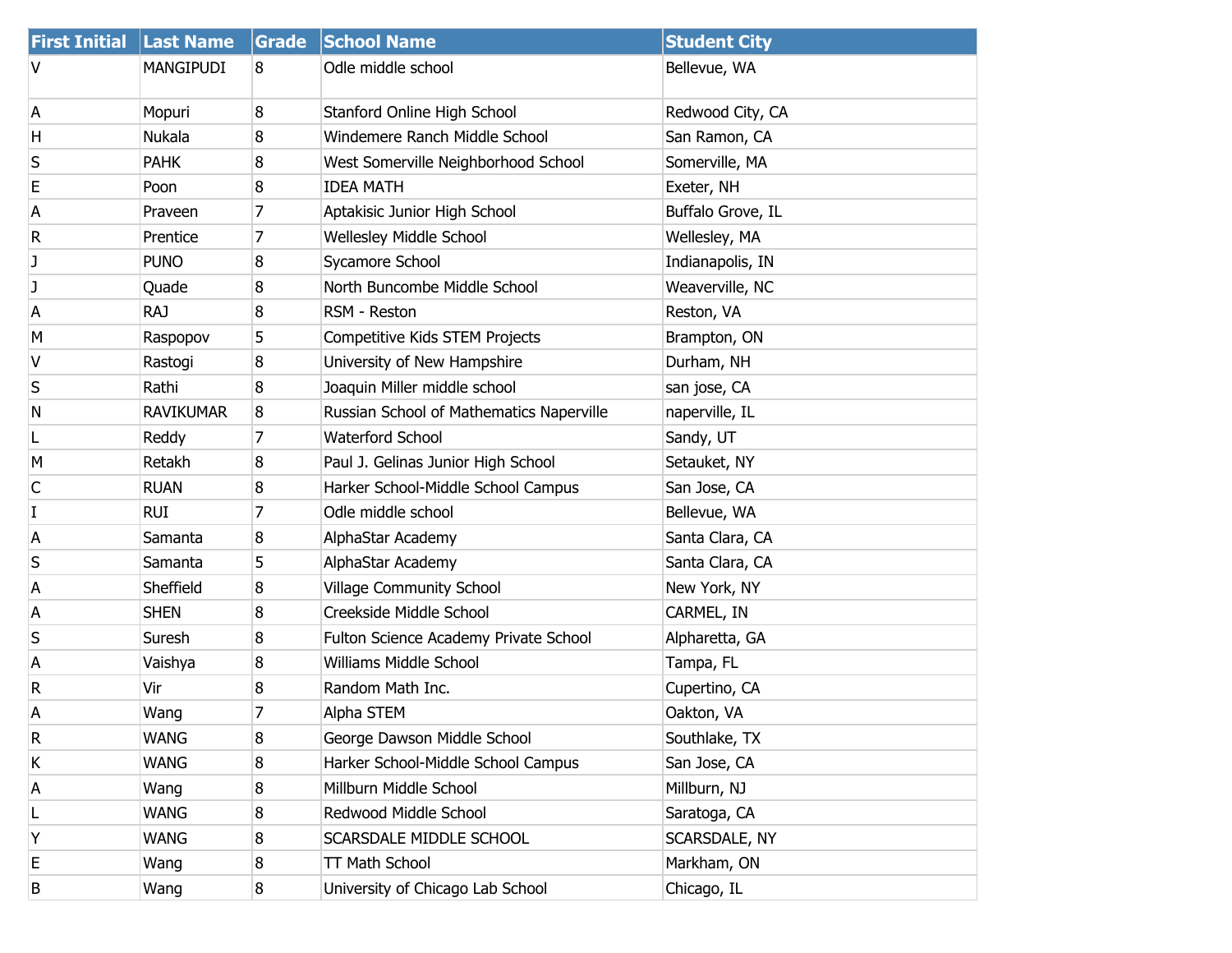| First Initial | Last Name | Grade | School Name | Student City |
|---|---|---|---|---|
| V | MANGIPUDI | 8 | Odle middle school | Bellevue, WA |
| A | Mopuri | 8 | Stanford Online High School | Redwood City, CA |
| H | Nukala | 8 | Windemere Ranch Middle School | San Ramon, CA |
| S | PAHK | 8 | West Somerville Neighborhood School | Somerville, MA |
| E | Poon | 8 | IDEA MATH | Exeter, NH |
| A | Praveen | 7 | Aptakisic Junior High School | Buffalo Grove, IL |
| R | Prentice | 7 | Wellesley Middle School | Wellesley, MA |
| J | PUNO | 8 | Sycamore School | Indianapolis, IN |
| J | Quade | 8 | North Buncombe Middle School | Weaverville, NC |
| A | RAJ | 8 | RSM - Reston | Reston, VA |
| M | Raspopov | 5 | Competitive Kids STEM Projects | Brampton, ON |
| V | Rastogi | 8 | University of New Hampshire | Durham, NH |
| S | Rathi | 8 | Joaquin Miller middle school | san jose, CA |
| N | RAVIKUMAR | 8 | Russian School of Mathematics Naperville | naperville, IL |
| L | Reddy | 7 | Waterford School | Sandy, UT |
| M | Retakh | 8 | Paul J. Gelinas Junior High School | Setauket, NY |
| C | RUAN | 8 | Harker School-Middle School Campus | San Jose, CA |
| I | RUI | 7 | Odle middle school | Bellevue, WA |
| A | Samanta | 8 | AlphaStar Academy | Santa Clara, CA |
| S | Samanta | 5 | AlphaStar Academy | Santa Clara, CA |
| A | Sheffield | 8 | Village Community School | New York, NY |
| A | SHEN | 8 | Creekside Middle School | CARMEL, IN |
| S | Suresh | 8 | Fulton Science Academy Private School | Alpharetta, GA |
| A | Vaishya | 8 | Williams Middle School | Tampa, FL |
| R | Vir | 8 | Random Math Inc. | Cupertino, CA |
| A | Wang | 7 | Alpha STEM | Oakton, VA |
| R | WANG | 8 | George Dawson Middle School | Southlake, TX |
| K | WANG | 8 | Harker School-Middle School Campus | San Jose, CA |
| A | Wang | 8 | Millburn Middle School | Millburn, NJ |
| L | WANG | 8 | Redwood Middle School | Saratoga, CA |
| Y | WANG | 8 | SCARSDALE MIDDLE SCHOOL | SCARSDALE, NY |
| E | Wang | 8 | TT Math School | Markham, ON |
| B | Wang | 8 | University of Chicago Lab School | Chicago, IL |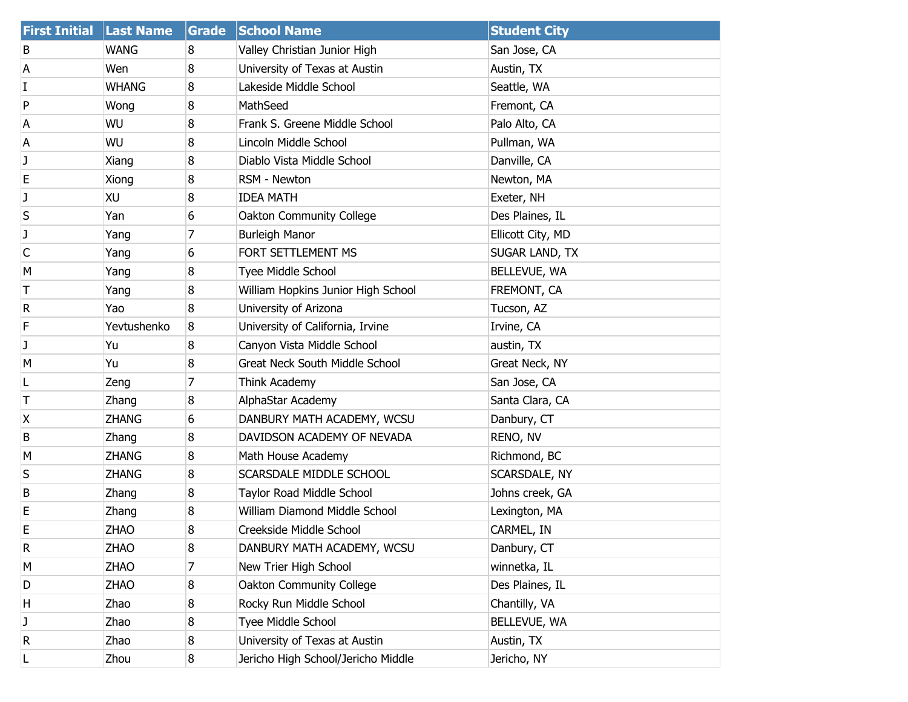| First Initial | Last Name | Grade | School Name | Student City |
|---|---|---|---|---|
| B | WANG | 8 | Valley Christian Junior High | San Jose, CA |
| A | Wen | 8 | University of Texas at Austin | Austin, TX |
| I | WHANG | 8 | Lakeside Middle School | Seattle, WA |
| P | Wong | 8 | MathSeed | Fremont, CA |
| A | WU | 8 | Frank S. Greene Middle School | Palo Alto, CA |
| A | WU | 8 | Lincoln Middle School | Pullman, WA |
| J | Xiang | 8 | Diablo Vista Middle School | Danville, CA |
| E | Xiong | 8 | RSM - Newton | Newton, MA |
| J | XU | 8 | IDEA MATH | Exeter, NH |
| S | Yan | 6 | Oakton Community College | Des Plaines, IL |
| J | Yang | 7 | Burleigh Manor | Ellicott City, MD |
| C | Yang | 6 | FORT SETTLEMENT MS | SUGAR LAND, TX |
| M | Yang | 8 | Tyee Middle School | BELLEVUE, WA |
| T | Yang | 8 | William Hopkins Junior High School | FREMONT, CA |
| R | Yao | 8 | University of Arizona | Tucson, AZ |
| F | Yevtushenko | 8 | University of California, Irvine | Irvine, CA |
| J | Yu | 8 | Canyon Vista Middle School | austin, TX |
| M | Yu | 8 | Great Neck South Middle School | Great Neck, NY |
| L | Zeng | 7 | Think Academy | San Jose, CA |
| T | Zhang | 8 | AlphaStar Academy | Santa Clara, CA |
| X | ZHANG | 6 | DANBURY MATH ACADEMY, WCSU | Danbury, CT |
| B | Zhang | 8 | DAVIDSON ACADEMY OF NEVADA | RENO, NV |
| M | ZHANG | 8 | Math House Academy | Richmond, BC |
| S | ZHANG | 8 | SCARSDALE MIDDLE SCHOOL | SCARSDALE, NY |
| B | Zhang | 8 | Taylor Road Middle School | Johns creek, GA |
| E | Zhang | 8 | William Diamond Middle School | Lexington, MA |
| E | ZHAO | 8 | Creekside Middle School | CARMEL, IN |
| R | ZHAO | 8 | DANBURY MATH ACADEMY, WCSU | Danbury, CT |
| M | ZHAO | 7 | New Trier High School | winnetka, IL |
| D | ZHAO | 8 | Oakton Community College | Des Plaines, IL |
| H | Zhao | 8 | Rocky Run Middle School | Chantilly, VA |
| J | Zhao | 8 | Tyee Middle School | BELLEVUE, WA |
| R | Zhao | 8 | University of Texas at Austin | Austin, TX |
| L | Zhou | 8 | Jericho High School/Jericho Middle | Jericho, NY |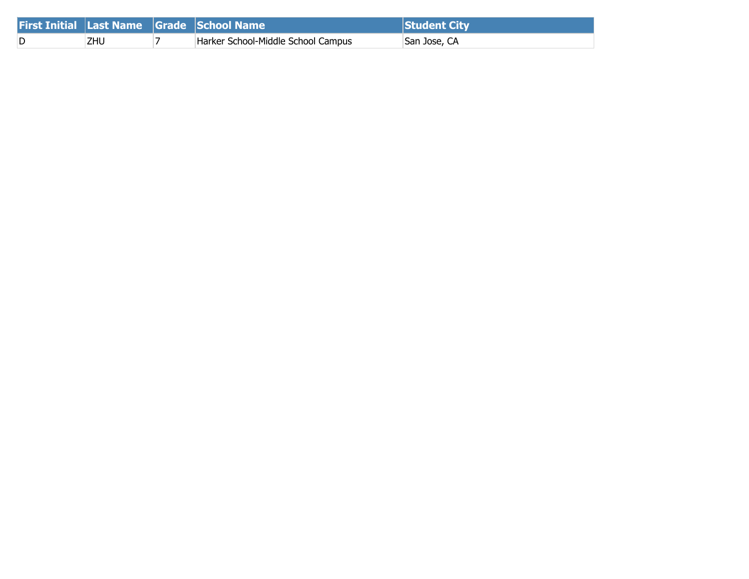| First Initial | Last Name | Grade | School Name | Student City |
|---|---|---|---|---|
| D | ZHU | 7 | Harker School-Middle School Campus | San Jose, CA |